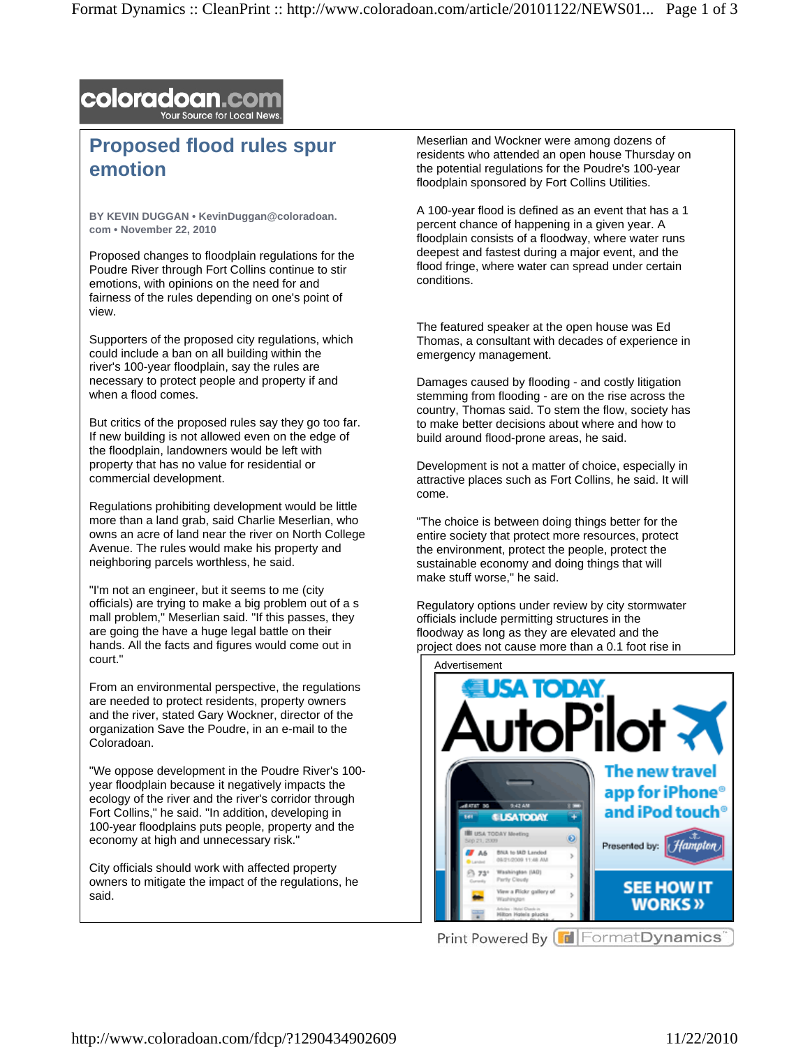coloradoan.com
Your Source for Local News.

# Proposed flood rules spur emotion

**BY KEVIN DUGGAN • KevinDuggan@coloradoan.com • November 22, 2010**

Proposed changes to floodplain regulations for the Poudre River through Fort Collins continue to stir emotions, with opinions on the need for and fairness of the rules depending on one's point of view.

Supporters of the proposed city regulations, which could include a ban on all building within the river's 100-year floodplain, say the rules are necessary to protect people and property if and when a flood comes.

But critics of the proposed rules say they go too far. If new building is not allowed even on the edge of the floodplain, landowners would be left with property that has no value for residential or commercial development.

Regulations prohibiting development would be little more than a land grab, said Charlie Meserlian, who owns an acre of land near the river on North College Avenue. The rules would make his property and neighboring parcels worthless, he said.

"I'm not an engineer, but it seems to me (city officials) are trying to make a big problem out of a s mall problem," Meserlian said. "If this passes, they are going the have a huge legal battle on their hands. All the facts and figures would come out in court."

From an environmental perspective, the regulations are needed to protect residents, property owners and the river, stated Gary Wockner, director of the organization Save the Poudre, in an e-mail to the Coloradoan.

"We oppose development in the Poudre River's 100-year floodplain because it negatively impacts the ecology of the river and the river's corridor through Fort Collins," he said. "In addition, developing in 100-year floodplains puts people, property and the economy at high and unnecessary risk."

City officials should work with affected property owners to mitigate the impact of the regulations, he said.

Meserlian and Wockner were among dozens of residents who attended an open house Thursday on the potential regulations for the Poudre's 100-year floodplain sponsored by Fort Collins Utilities.

A 100-year flood is defined as an event that has a 1 percent chance of happening in a given year. A floodplain consists of a floodway, where water runs deepest and fastest during a major event, and the flood fringe, where water can spread under certain conditions.

The featured speaker at the open house was Ed Thomas, a consultant with decades of experience in emergency management.

Damages caused by flooding - and costly litigation stemming from flooding - are on the rise across the country, Thomas said. To stem the flow, society has to make better decisions about where and how to build around flood-prone areas, he said.

Development is not a matter of choice, especially in attractive places such as Fort Collins, he said. It will come.

"The choice is between doing things better for the entire society that protect more resources, protect the environment, protect the people, protect the sustainable economy and doing things that will make stuff worse," he said.

Regulatory options under review by city stormwater officials include permitting structures in the floodway as long as they are elevated and the project does not cause more than a 0.1 foot rise in

Advertisement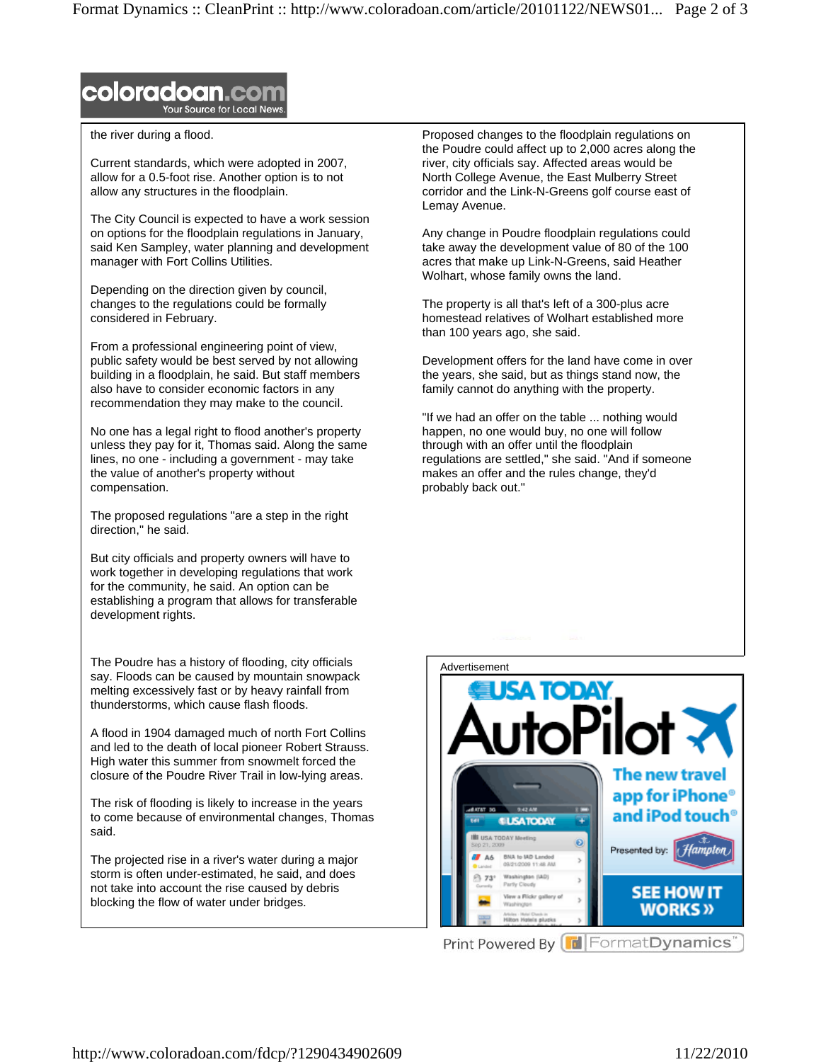the river during a flood.

Current standards, which were adopted in 2007, allow for a 0.5-foot rise. Another option is to not allow any structures in the floodplain.

The City Council is expected to have a work session on options for the floodplain regulations in January, said Ken Sampley, water planning and development manager with Fort Collins Utilities.

Depending on the direction given by council, changes to the regulations could be formally considered in February.

From a professional engineering point of view, public safety would be best served by not allowing building in a floodplain, he said. But staff members also have to consider economic factors in any recommendation they may make to the council.

No one has a legal right to flood another's property unless they pay for it, Thomas said. Along the same lines, no one - including a government - may take the value of another's property without compensation.

The proposed regulations "are a step in the right direction," he said.

But city officials and property owners will have to work together in developing regulations that work for the community, he said. An option can be establishing a program that allows for transferable development rights.

The Poudre has a history of flooding, city officials say. Floods can be caused by mountain snowpack melting excessively fast or by heavy rainfall from thunderstorms, which cause flash floods.

A flood in 1904 damaged much of north Fort Collins and led to the death of local pioneer Robert Strauss. High water this summer from snowmelt forced the closure of the Poudre River Trail in low-lying areas.

The risk of flooding is likely to increase in the years to come because of environmental changes, Thomas said.

The projected rise in a river's water during a major storm is often under-estimated, he said, and does not take into account the rise caused by debris blocking the flow of water under bridges.

Proposed changes to the floodplain regulations on the Poudre could affect up to 2,000 acres along the river, city officials say. Affected areas would be North College Avenue, the East Mulberry Street corridor and the Link-N-Greens golf course east of Lemay Avenue.

Any change in Poudre floodplain regulations could take away the development value of 80 of the 100 acres that make up Link-N-Greens, said Heather Wolhart, whose family owns the land.

The property is all that's left of a 300-plus acre homestead relatives of Wolhart established more than 100 years ago, she said.

Development offers for the land have come in over the years, she said, but as things stand now, the family cannot do anything with the property.

"If we had an offer on the table ... nothing would happen, no one would buy, no one will follow through with an offer until the floodplain regulations are settled," she said. "And if someone makes an offer and the rules change, they'd probably back out."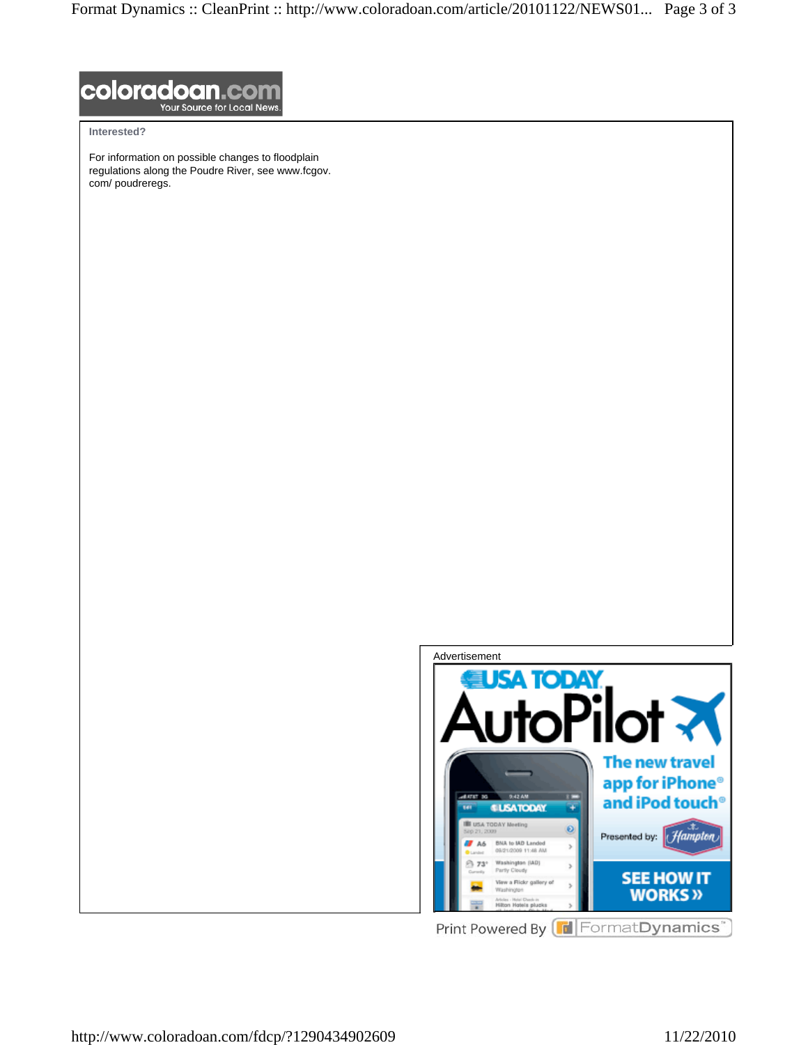**Interested?**

For information on possible changes to floodplain regulations along the Poudre River, see www.fcgov.com/ poudreregs.

Advertisement